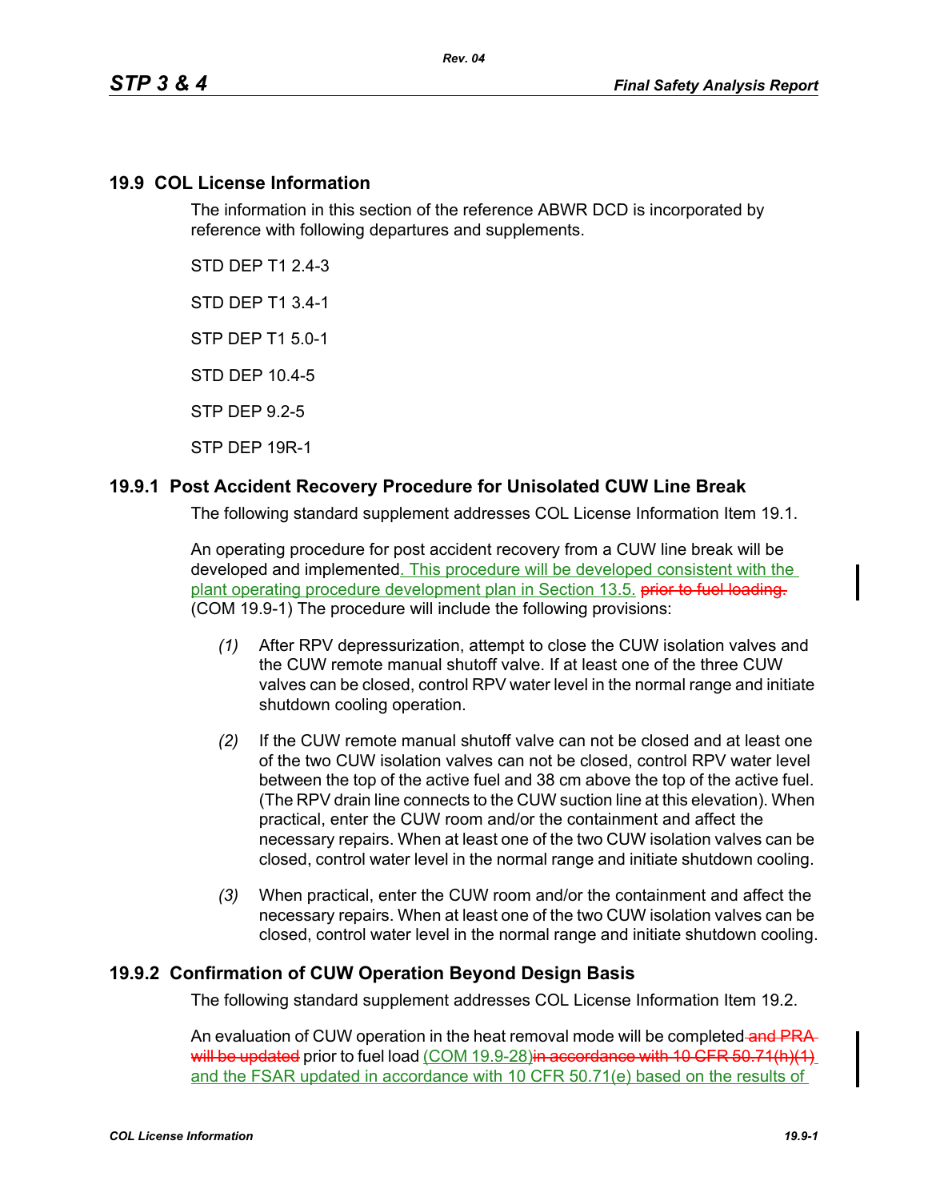## 19.9 COL License Information

The information in this section of the reference ABWR DCD is incorporated by reference with following departures and supplements.

STD DEP T1 2.4-3

STD DEP T1 3.4-1

STP DEP T1 5.0-1

STD DEP 10.4-5

STP DEP 9.2-5

STP DEP 19R-1

### 19.9.1 Post Accident Recovery Procedure for Unisolated CUW Line Break

The following standard supplement addresses COL License Information Item 19.1.

An operating procedure for post accident recovery from a CUW line break will be developed and implemented. This procedure will be developed consistent with the plant operating procedure development plan in Section 13.5. ~~prior to fuel loading.~~ (COM 19.9-1) The procedure will include the following provisions:

*(1)* After RPV depressurization, attempt to close the CUW isolation valves and the CUW remote manual shutoff valve. If at least one of the three CUW valves can be closed, control RPV water level in the normal range and initiate shutdown cooling operation.

*(2)* If the CUW remote manual shutoff valve can not be closed and at least one of the two CUW isolation valves can not be closed, control RPV water level between the top of the active fuel and 38 cm above the top of the active fuel. (The RPV drain line connects to the CUW suction line at this elevation). When practical, enter the CUW room and/or the containment and affect the necessary repairs. When at least one of the two CUW isolation valves can be closed, control water level in the normal range and initiate shutdown cooling.

*(3)* When practical, enter the CUW room and/or the containment and affect the necessary repairs. When at least one of the two CUW isolation valves can be closed, control water level in the normal range and initiate shutdown cooling.

### 19.9.2 Confirmation of CUW Operation Beyond Design Basis

The following standard supplement addresses COL License Information Item 19.2.

An evaluation of CUW operation in the heat removal mode will be completed ~~and PRA will be updated~~ prior to fuel load (COM 19.9-28)~~in accordance with 10 CFR 50.71(h)(1)~~ and the FSAR updated in accordance with 10 CFR 50.71(e) based on the results of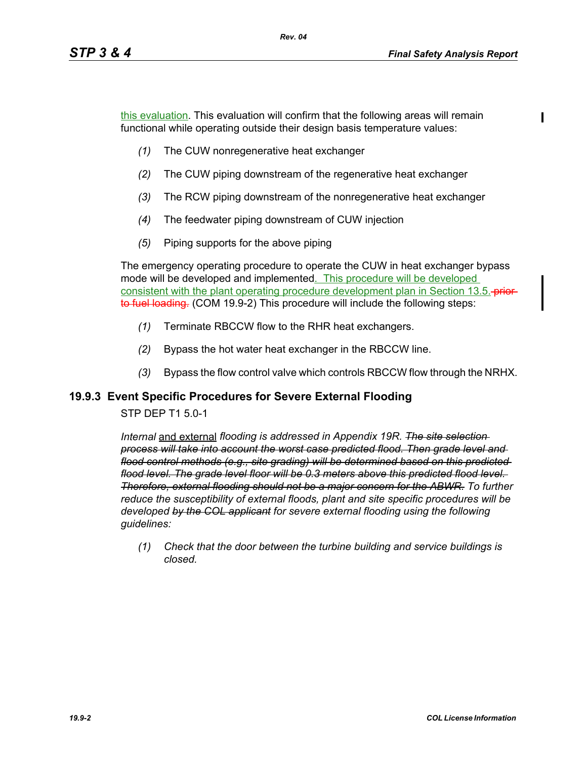this evaluation. This evaluation will confirm that the following areas will remain functional while operating outside their design basis temperature values:

*(1)* The CUW nonregenerative heat exchanger

*(2)* The CUW piping downstream of the regenerative heat exchanger

*(3)* The RCW piping downstream of the nonregenerative heat exchanger

*(4)* The feedwater piping downstream of CUW injection

*(5)* Piping supports for the above piping

The emergency operating procedure to operate the CUW in heat exchanger bypass mode will be developed and implemented. This procedure will be developed consistent with the plant operating procedure development plan in Section 13.5. ~~prior to fuel loading.~~ (COM 19.9-2) This procedure will include the following steps:

*(1)* Terminate RBCCW flow to the RHR heat exchangers.

*(2)* Bypass the hot water heat exchanger in the RBCCW line.

*(3)* Bypass the flow control valve which controls RBCCW flow through the NRHX.

## 19.9.3 Event Specific Procedures for Severe External Flooding

STP DEP T1 5.0-1

*Internal* and external *flooding is addressed in Appendix 19R. ~~The site selection process will take into account the worst case predicted flood. Then grade level and flood control methods (e.g., site grading) will be determined based on this predicted flood level. The grade level floor will be 0.3 meters above this predicted flood level. Therefore, external flooding should not be a major concern for the ABWR.~~ To further reduce the susceptibility of external floods, plant and site specific procedures will be developed ~~by the COL applicant~~ for severe external flooding using the following guidelines:*

*(1) Check that the door between the turbine building and service buildings is closed.*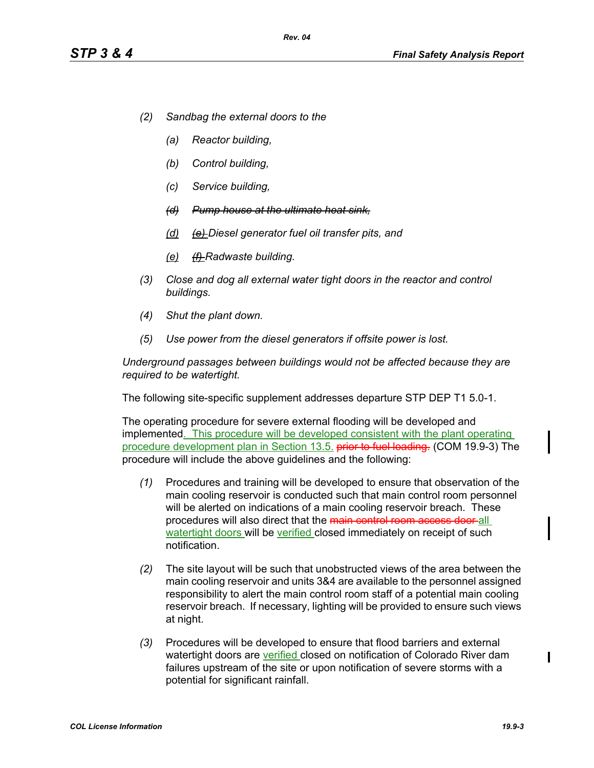*(2) Sandbag the external doors to the*

*(a) Reactor building,*

*(b) Control building,*

*(c) Service building,*

~~*(d) Pump house at the ultimate heat sink,*~~

*(d) ~~(e)~~ Diesel generator fuel oil transfer pits, and*

*(e) ~~(f)~~ Radwaste building.*

*(3) Close and dog all external water tight doors in the reactor and control buildings.*

*(4) Shut the plant down.*

*(5) Use power from the diesel generators if offsite power is lost.*

*Underground passages between buildings would not be affected because they are required to be watertight.*

The following site-specific supplement addresses departure STP DEP T1 5.0-1.

The operating procedure for severe external flooding will be developed and implemented. This procedure will be developed consistent with the plant operating procedure development plan in Section 13.5. ~~prior to fuel loading.~~ (COM 19.9-3) The procedure will include the above guidelines and the following:

(1) Procedures and training will be developed to ensure that observation of the main cooling reservoir is conducted such that main control room personnel will be alerted on indications of a main cooling reservoir breach. These procedures will also direct that the ~~main control room access door~~ all watertight doors will be verified closed immediately on receipt of such notification.

(2) The site layout will be such that unobstructed views of the area between the main cooling reservoir and units 3&4 are available to the personnel assigned responsibility to alert the main control room staff of a potential main cooling reservoir breach. If necessary, lighting will be provided to ensure such views at night.

(3) Procedures will be developed to ensure that flood barriers and external watertight doors are verified closed on notification of Colorado River dam failures upstream of the site or upon notification of severe storms with a potential for significant rainfall.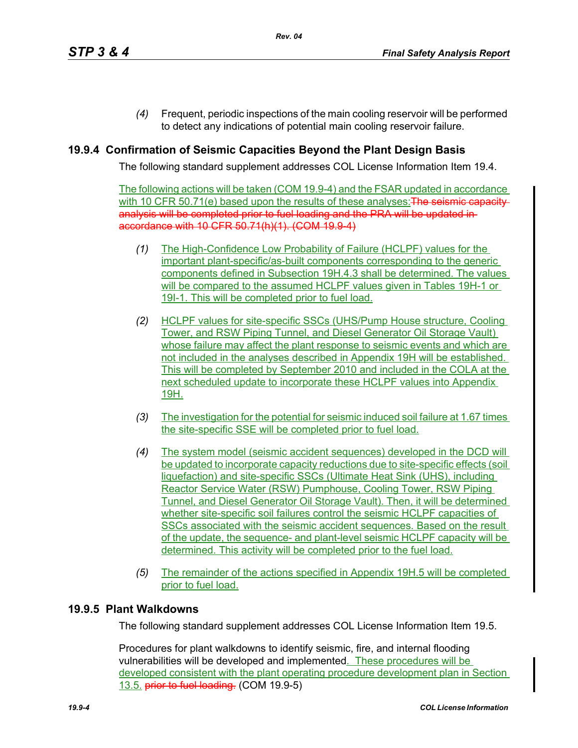(4) Frequent, periodic inspections of the main cooling reservoir will be performed to detect any indications of potential main cooling reservoir failure.

## 19.9.4 Confirmation of Seismic Capacities Beyond the Plant Design Basis

The following standard supplement addresses COL License Information Item 19.4.

The following actions will be taken (COM 19.9-4) and the FSAR updated in accordance with 10 CFR 50.71(e) based upon the results of these analyses:~~The seismic capacity analysis will be completed prior to fuel loading and the PRA will be updated in accordance with 10 CFR 50.71(h)(1). (COM 19.9-4)~~

*(1)* The High-Confidence Low Probability of Failure (HCLPF) values for the important plant-specific/as-built components corresponding to the generic components defined in Subsection 19H.4.3 shall be determined. The values will be compared to the assumed HCLPF values given in Tables 19H-1 or 19I-1. This will be completed prior to fuel load.

*(2)* HCLPF values for site-specific SSCs (UHS/Pump House structure, Cooling Tower, and RSW Piping Tunnel, and Diesel Generator Oil Storage Vault) whose failure may affect the plant response to seismic events and which are not included in the analyses described in Appendix 19H will be established. This will be completed by September 2010 and included in the COLA at the next scheduled update to incorporate these HCLPF values into Appendix 19H.

*(3)* The investigation for the potential for seismic induced soil failure at 1.67 times the site-specific SSE will be completed prior to fuel load.

*(4)* The system model (seismic accident sequences) developed in the DCD will be updated to incorporate capacity reductions due to site-specific effects (soil liquefaction) and site-specific SSCs (Ultimate Heat Sink (UHS), including Reactor Service Water (RSW) Pumphouse, Cooling Tower, RSW Piping Tunnel, and Diesel Generator Oil Storage Vault). Then, it will be determined whether site-specific soil failures control the seismic HCLPF capacities of SSCs associated with the seismic accident sequences. Based on the result of the update, the sequence- and plant-level seismic HCLPF capacity will be determined. This activity will be completed prior to the fuel load.

*(5)* The remainder of the actions specified in Appendix 19H.5 will be completed prior to fuel load.

## 19.9.5 Plant Walkdowns

The following standard supplement addresses COL License Information Item 19.5.

Procedures for plant walkdowns to identify seismic, fire, and internal flooding vulnerabilities will be developed and implemented. These procedures will be developed consistent with the plant operating procedure development plan in Section 13.5. ~~prior to fuel loading.~~ (COM 19.9-5)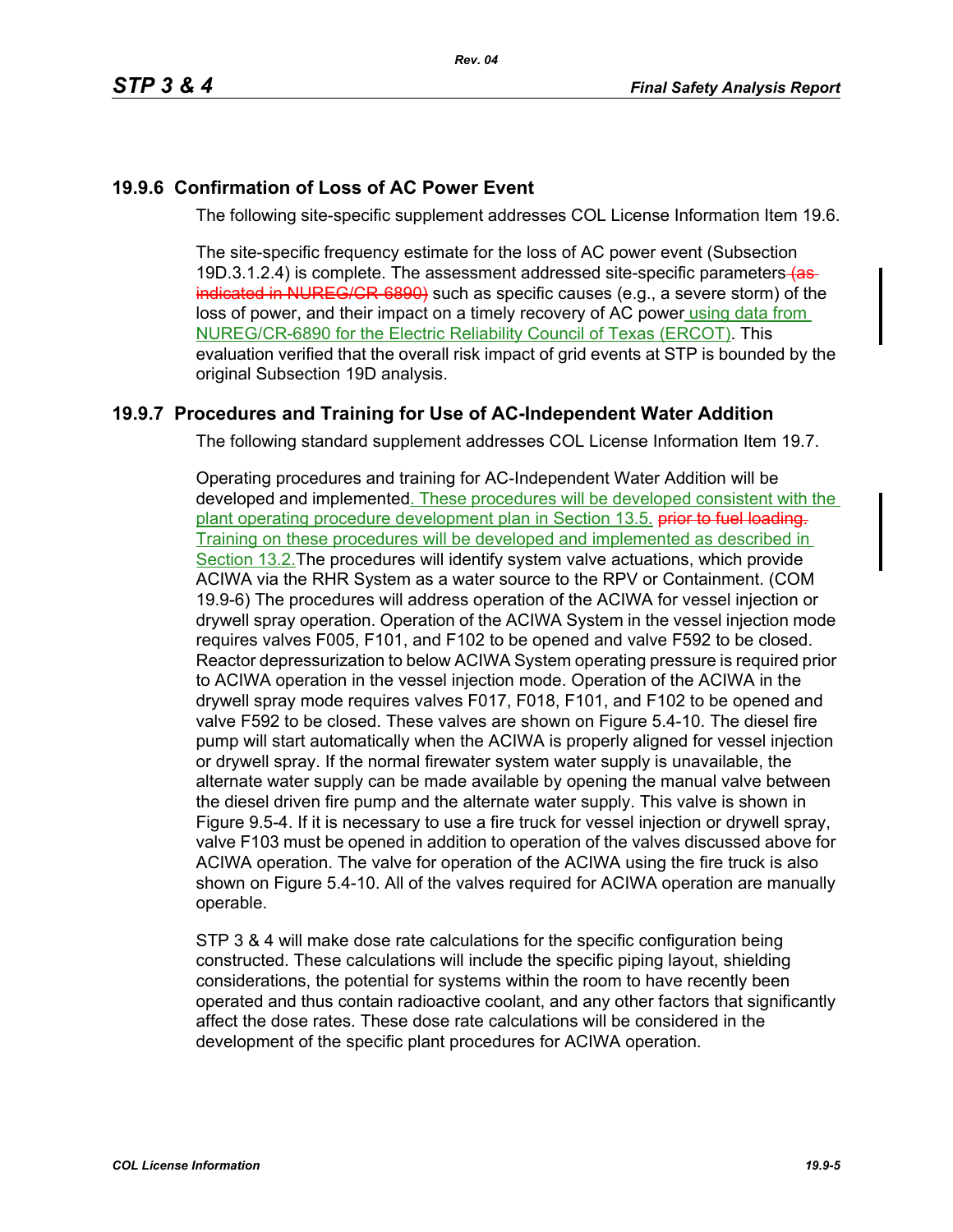## 19.9.6 Confirmation of Loss of AC Power Event

The following site-specific supplement addresses COL License Information Item 19.6.

The site-specific frequency estimate for the loss of AC power event (Subsection 19D.3.1.2.4) is complete. The assessment addressed site-specific parameters ~~(as indicated in NUREG/CR-6890)~~ such as specific causes (e.g., a severe storm) of the loss of power, and their impact on a timely recovery of AC power using data from NUREG/CR-6890 for the Electric Reliability Council of Texas (ERCOT). This evaluation verified that the overall risk impact of grid events at STP is bounded by the original Subsection 19D analysis.

## 19.9.7 Procedures and Training for Use of AC-Independent Water Addition

The following standard supplement addresses COL License Information Item 19.7.

Operating procedures and training for AC-Independent Water Addition will be developed and implemented. These procedures will be developed consistent with the plant operating procedure development plan in Section 13.5. ~~prior to fuel loading.~~ Training on these procedures will be developed and implemented as described in Section 13.2. The procedures will identify system valve actuations, which provide ACIWA via the RHR System as a water source to the RPV or Containment. (COM 19.9-6) The procedures will address operation of the ACIWA for vessel injection or drywell spray operation. Operation of the ACIWA System in the vessel injection mode requires valves F005, F101, and F102 to be opened and valve F592 to be closed. Reactor depressurization to below ACIWA System operating pressure is required prior to ACIWA operation in the vessel injection mode. Operation of the ACIWA in the drywell spray mode requires valves F017, F018, F101, and F102 to be opened and valve F592 to be closed. These valves are shown on Figure 5.4-10. The diesel fire pump will start automatically when the ACIWA is properly aligned for vessel injection or drywell spray. If the normal firewater system water supply is unavailable, the alternate water supply can be made available by opening the manual valve between the diesel driven fire pump and the alternate water supply. This valve is shown in Figure 9.5-4. If it is necessary to use a fire truck for vessel injection or drywell spray, valve F103 must be opened in addition to operation of the valves discussed above for ACIWA operation. The valve for operation of the ACIWA using the fire truck is also shown on Figure 5.4-10. All of the valves required for ACIWA operation are manually operable.

STP 3 & 4 will make dose rate calculations for the specific configuration being constructed. These calculations will include the specific piping layout, shielding considerations, the potential for systems within the room to have recently been operated and thus contain radioactive coolant, and any other factors that significantly affect the dose rates. These dose rate calculations will be considered in the development of the specific plant procedures for ACIWA operation.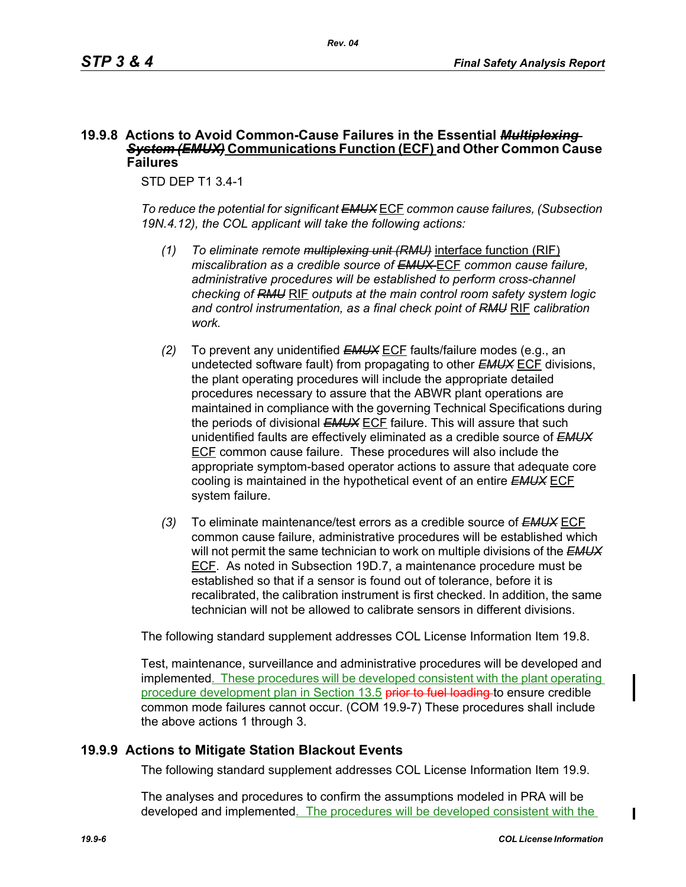### 19.9.8 Actions to Avoid Common-Cause Failures in the Essential ~~*Multiplexing System (EMUX)*~~ Communications Function (ECF) and Other Common Cause Failures

STD DEP T1 3.4-1

*To reduce the potential for significant ~~EMUX~~* ECF *common cause failures, (Subsection 19N.4.12), the COL applicant will take the following actions:*

*(1)* *To eliminate remote ~~multiplexing unit (RMU)~~* interface function (RIF) *miscalibration as a credible source of ~~EMUX~~* ECF *common cause failure, administrative procedures will be established to perform cross-channel checking of ~~RMU~~* RIF *outputs at the main control room safety system logic and control instrumentation, as a final check point of ~~RMU~~* RIF *calibration work.*

*(2)* To prevent any unidentified ~~*EMUX*~~ ECF faults/failure modes (e.g., an undetected software fault) from propagating to other ~~*EMUX*~~ ECF divisions, the plant operating procedures will include the appropriate detailed procedures necessary to assure that the ABWR plant operations are maintained in compliance with the governing Technical Specifications during the periods of divisional ~~*EMUX*~~ ECF failure. This will assure that such unidentified faults are effectively eliminated as a credible source of ~~*EMUX*~~ ECF common cause failure. These procedures will also include the appropriate symptom-based operator actions to assure that adequate core cooling is maintained in the hypothetical event of an entire ~~*EMUX*~~ ECF system failure.

*(3)* To eliminate maintenance/test errors as a credible source of ~~*EMUX*~~ ECF common cause failure, administrative procedures will be established which will not permit the same technician to work on multiple divisions of the ~~*EMUX*~~ ECF. As noted in Subsection 19D.7, a maintenance procedure must be established so that if a sensor is found out of tolerance, before it is recalibrated, the calibration instrument is first checked. In addition, the same technician will not be allowed to calibrate sensors in different divisions.

The following standard supplement addresses COL License Information Item 19.8.

Test, maintenance, surveillance and administrative procedures will be developed and implemented. These procedures will be developed consistent with the plant operating procedure development plan in Section 13.5 ~~prior to fuel loading~~ to ensure credible common mode failures cannot occur. (COM 19.9-7) These procedures shall include the above actions 1 through 3.

### 19.9.9 Actions to Mitigate Station Blackout Events

The following standard supplement addresses COL License Information Item 19.9.

The analyses and procedures to confirm the assumptions modeled in PRA will be developed and implemented. The procedures will be developed consistent with the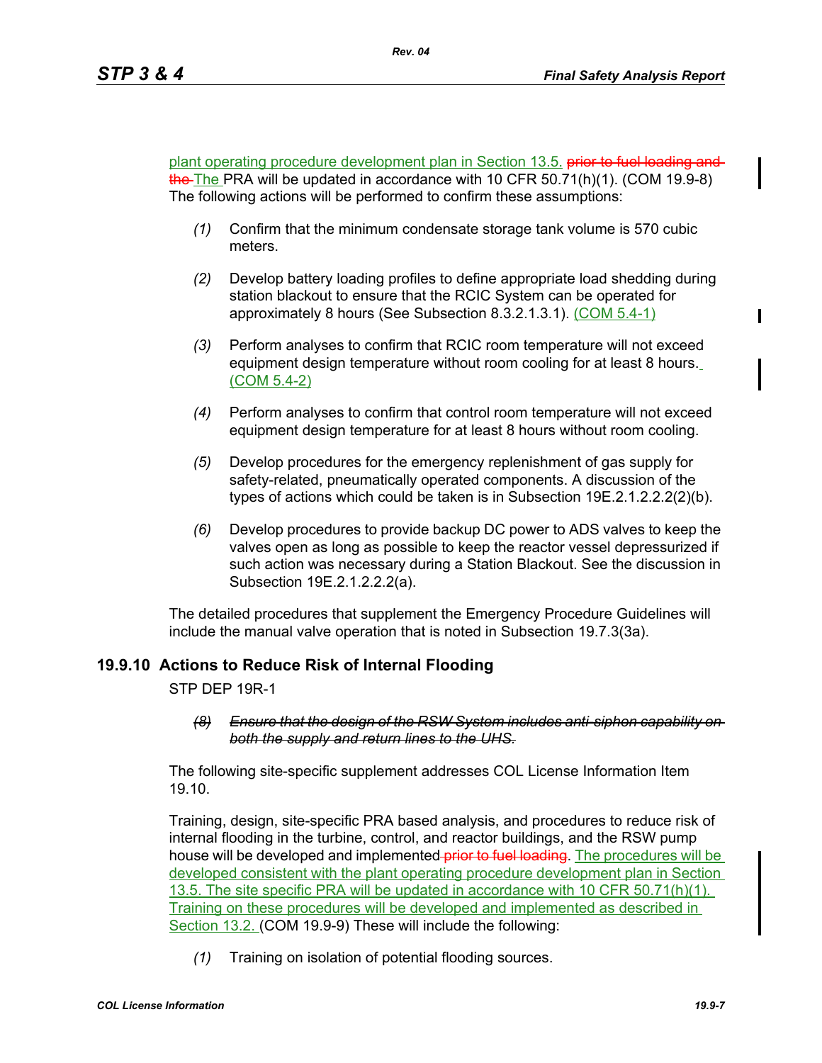plant operating procedure development plan in Section 13.5. ~~prior to fuel loading and the~~ The PRA will be updated in accordance with 10 CFR 50.71(h)(1). (COM 19.9-8) The following actions will be performed to confirm these assumptions:

*(1)* Confirm that the minimum condensate storage tank volume is 570 cubic meters.

*(2)* Develop battery loading profiles to define appropriate load shedding during station blackout to ensure that the RCIC System can be operated for approximately 8 hours (See Subsection 8.3.2.1.3.1). (COM 5.4-1)

*(3)* Perform analyses to confirm that RCIC room temperature will not exceed equipment design temperature without room cooling for at least 8 hours. (COM 5.4-2)

*(4)* Perform analyses to confirm that control room temperature will not exceed equipment design temperature for at least 8 hours without room cooling.

*(5)* Develop procedures for the emergency replenishment of gas supply for safety-related, pneumatically operated components. A discussion of the types of actions which could be taken is in Subsection 19E.2.1.2.2.2(2)(b).

*(6)* Develop procedures to provide backup DC power to ADS valves to keep the valves open as long as possible to keep the reactor vessel depressurized if such action was necessary during a Station Blackout. See the discussion in Subsection 19E.2.1.2.2.2(a).

The detailed procedures that supplement the Emergency Procedure Guidelines will include the manual valve operation that is noted in Subsection 19.7.3(3a).

## 19.9.10 Actions to Reduce Risk of Internal Flooding

STP DEP 19R-1

~~*(8) Ensure that the design of the RSW System includes anti-siphon capability on both the supply and return lines to the UHS.*~~

The following site-specific supplement addresses COL License Information Item 19.10.

Training, design, site-specific PRA based analysis, and procedures to reduce risk of internal flooding in the turbine, control, and reactor buildings, and the RSW pump house will be developed and implemented ~~prior to fuel loading~~. The procedures will be developed consistent with the plant operating procedure development plan in Section 13.5. The site specific PRA will be updated in accordance with 10 CFR 50.71(h)(1). Training on these procedures will be developed and implemented as described in Section 13.2. (COM 19.9-9) These will include the following:

*(1)* Training on isolation of potential flooding sources.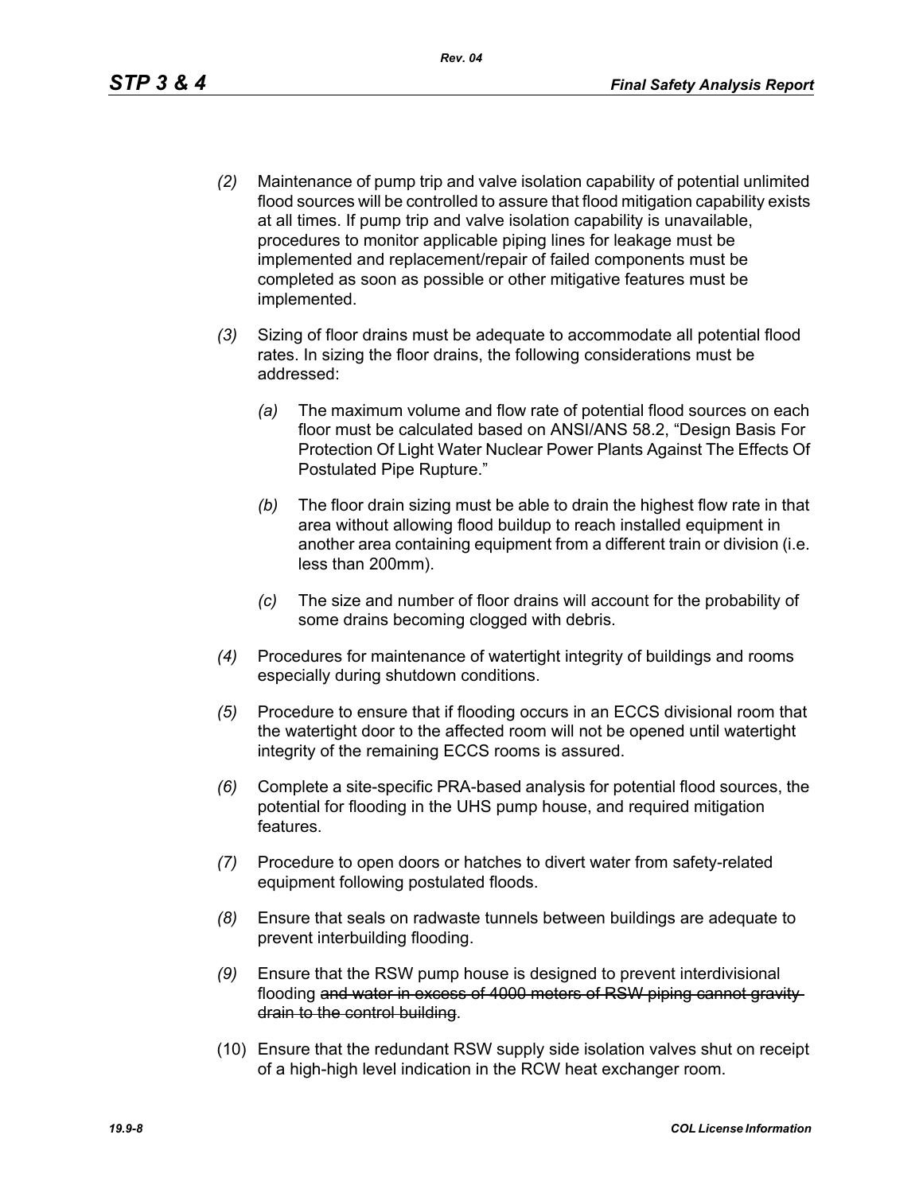*(2)* Maintenance of pump trip and valve isolation capability of potential unlimited flood sources will be controlled to assure that flood mitigation capability exists at all times. If pump trip and valve isolation capability is unavailable, procedures to monitor applicable piping lines for leakage must be implemented and replacement/repair of failed components must be completed as soon as possible or other mitigative features must be implemented.

*(3)* Sizing of floor drains must be adequate to accommodate all potential flood rates. In sizing the floor drains, the following considerations must be addressed:

> *(a)* The maximum volume and flow rate of potential flood sources on each floor must be calculated based on ANSI/ANS 58.2, "Design Basis For Protection Of Light Water Nuclear Power Plants Against The Effects Of Postulated Pipe Rupture."
>
> *(b)* The floor drain sizing must be able to drain the highest flow rate in that area without allowing flood buildup to reach installed equipment in another area containing equipment from a different train or division (i.e. less than 200mm).
>
> *(c)* The size and number of floor drains will account for the probability of some drains becoming clogged with debris.

*(4)* Procedures for maintenance of watertight integrity of buildings and rooms especially during shutdown conditions.

*(5)* Procedure to ensure that if flooding occurs in an ECCS divisional room that the watertight door to the affected room will not be opened until watertight integrity of the remaining ECCS rooms is assured.

*(6)* Complete a site-specific PRA-based analysis for potential flood sources, the potential for flooding in the UHS pump house, and required mitigation features.

*(7)* Procedure to open doors or hatches to divert water from safety-related equipment following postulated floods.

*(8)* Ensure that seals on radwaste tunnels between buildings are adequate to prevent interbuilding flooding.

*(9)* Ensure that the RSW pump house is designed to prevent interdivisional flooding ~~and water in excess of 4000 meters of RSW piping cannot gravity drain to the control building~~.

(10) Ensure that the redundant RSW supply side isolation valves shut on receipt of a high-high level indication in the RCW heat exchanger room.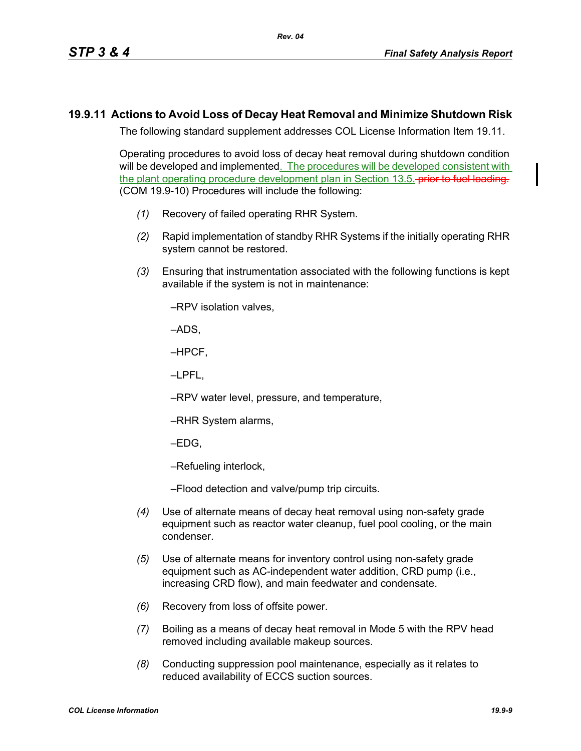## 19.9.11 Actions to Avoid Loss of Decay Heat Removal and Minimize Shutdown Risk

The following standard supplement addresses COL License Information Item 19.11.

Operating procedures to avoid loss of decay heat removal during shutdown condition will be developed and implemented. The procedures will be developed consistent with the plant operating procedure development plan in Section 13.5. ~~prior to fuel loading.~~ (COM 19.9-10) Procedures will include the following:

*(1)* Recovery of failed operating RHR System.

*(2)* Rapid implementation of standby RHR Systems if the initially operating RHR system cannot be restored.

*(3)* Ensuring that instrumentation associated with the following functions is kept available if the system is not in maintenance:

–RPV isolation valves,

–ADS,

–HPCF,

–LPFL,

–RPV water level, pressure, and temperature,

–RHR System alarms,

–EDG,

–Refueling interlock,

–Flood detection and valve/pump trip circuits.

*(4)* Use of alternate means of decay heat removal using non-safety grade equipment such as reactor water cleanup, fuel pool cooling, or the main condenser.

*(5)* Use of alternate means for inventory control using non-safety grade equipment such as AC-independent water addition, CRD pump (i.e., increasing CRD flow), and main feedwater and condensate.

*(6)* Recovery from loss of offsite power.

*(7)* Boiling as a means of decay heat removal in Mode 5 with the RPV head removed including available makeup sources.

*(8)* Conducting suppression pool maintenance, especially as it relates to reduced availability of ECCS suction sources.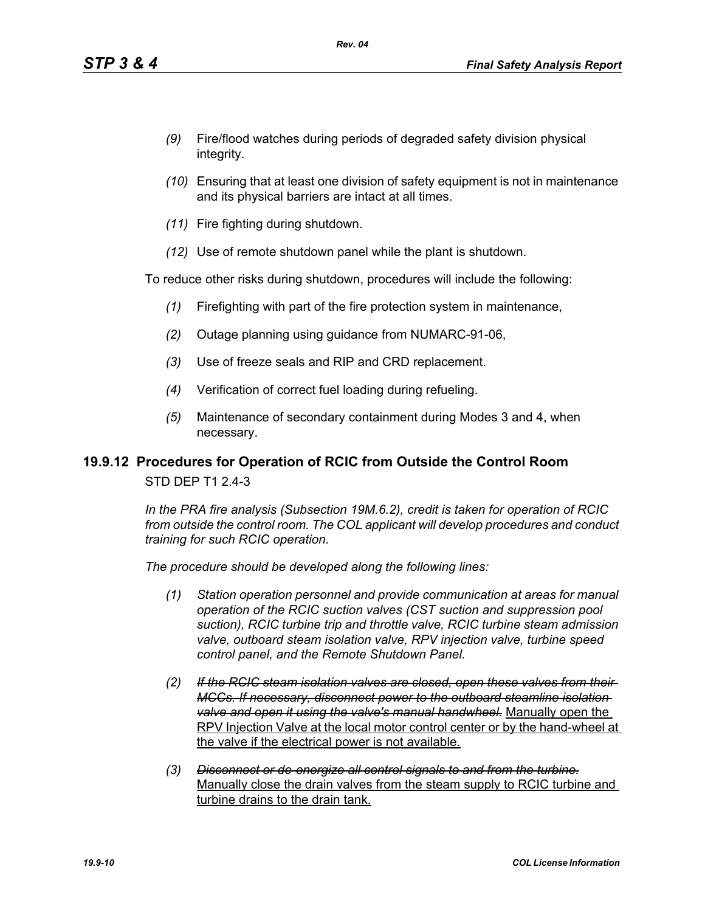*(9)* Fire/flood watches during periods of degraded safety division physical integrity.

*(10)* Ensuring that at least one division of safety equipment is not in maintenance and its physical barriers are intact at all times.

*(11)* Fire fighting during shutdown.

*(12)* Use of remote shutdown panel while the plant is shutdown.

To reduce other risks during shutdown, procedures will include the following:

*(1)* Firefighting with part of the fire protection system in maintenance,

*(2)* Outage planning using guidance from NUMARC-91-06,

*(3)* Use of freeze seals and RIP and CRD replacement.

*(4)* Verification of correct fuel loading during refueling.

*(5)* Maintenance of secondary containment during Modes 3 and 4, when necessary.

## 19.9.12 Procedures for Operation of RCIC from Outside the Control Room

STD DEP T1 2.4-3

*In the PRA fire analysis (Subsection 19M.6.2), credit is taken for operation of RCIC from outside the control room. The COL applicant will develop procedures and conduct training for such RCIC operation.*

*The procedure should be developed along the following lines:*

*(1)* *Station operation personnel and provide communication at areas for manual operation of the RCIC suction valves (CST suction and suppression pool suction), RCIC turbine trip and throttle valve, RCIC turbine steam admission valve, outboard steam isolation valve, RPV injection valve, turbine speed control panel, and the Remote Shutdown Panel.*

*(2)* ~~*If the RCIC steam isolation valves are closed, open these valves from their MCCs. If necessary, disconnect power to the outboard steamline isolation valve and open it using the valve's manual handwheel.*~~ <u>Manually open the RPV Injection Valve at the local motor control center or by the hand-wheel at the valve if the electrical power is not available.</u>

*(3)* ~~*Disconnect or de-energize all control signals to and from the turbine.*~~ <u>Manually close the drain valves from the steam supply to RCIC turbine and turbine drains to the drain tank.</u>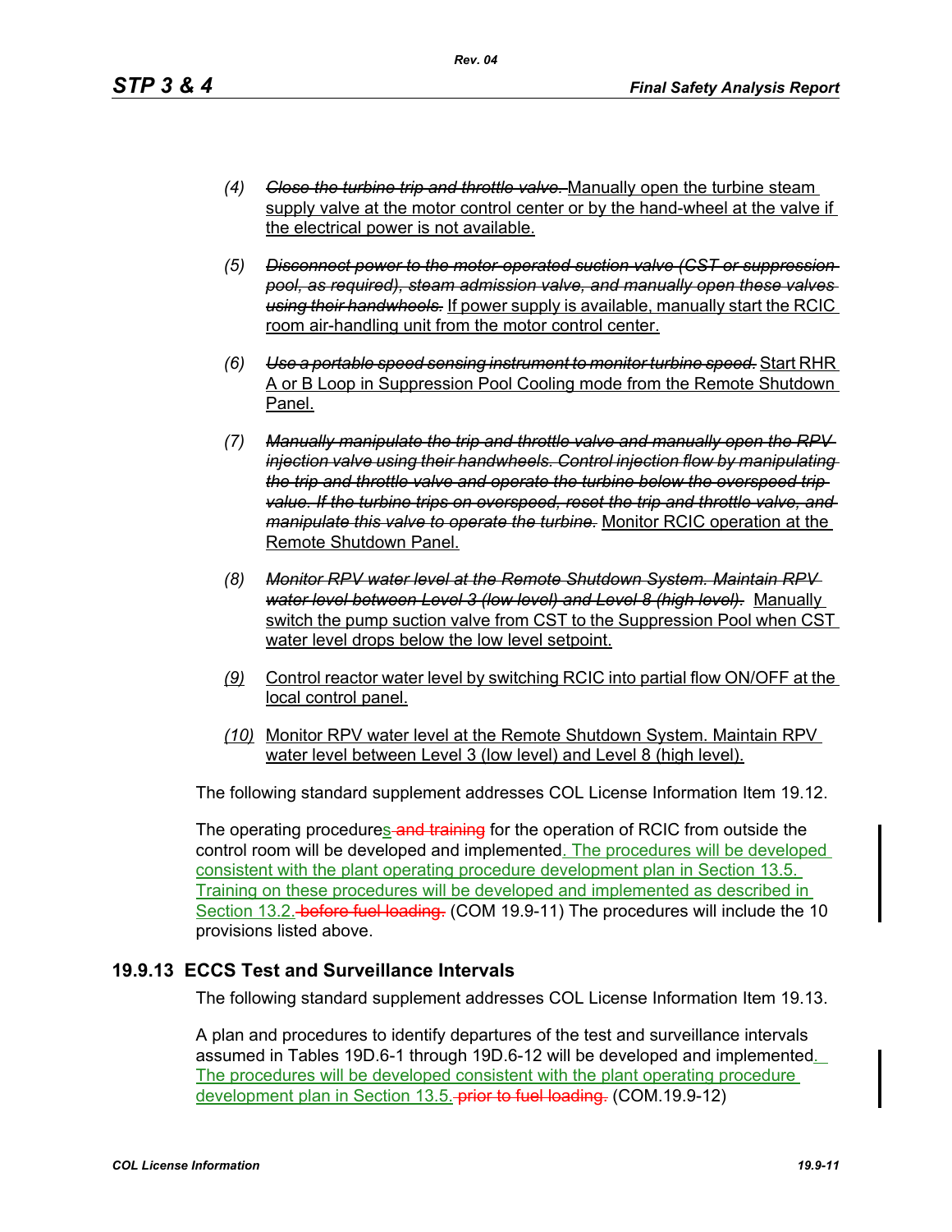(4) ~~*Close the turbine trip and throttle valve.*~~ Manually open the turbine steam supply valve at the motor control center or by the hand-wheel at the valve if the electrical power is not available.

(5) ~~*Disconnect power to the motor-operated suction valve (CST or suppression pool, as required), steam admission valve, and manually open these valves using their handwheels.*~~ If power supply is available, manually start the RCIC room air-handling unit from the motor control center.

(6) ~~*Use a portable speed sensing instrument to monitor turbine speed.*~~ Start RHR A or B Loop in Suppression Pool Cooling mode from the Remote Shutdown Panel.

(7) ~~*Manually manipulate the trip and throttle valve and manually open the RPV injection valve using their handwheels. Control injection flow by manipulating the trip and throttle valve and operate the turbine below the overspeed trip value. If the turbine trips on overspeed, reset the trip and throttle valve, and manipulate this valve to operate the turbine.*~~ Monitor RCIC operation at the Remote Shutdown Panel.

(8) ~~*Monitor RPV water level at the Remote Shutdown System. Maintain RPV water level between Level 3 (low level) and Level 8 (high level).*~~ Manually switch the pump suction valve from CST to the Suppression Pool when CST water level drops below the low level setpoint.

(9) Control reactor water level by switching RCIC into partial flow ON/OFF at the local control panel.

(10) Monitor RPV water level at the Remote Shutdown System. Maintain RPV water level between Level 3 (low level) and Level 8 (high level).

The following standard supplement addresses COL License Information Item 19.12.

The operating procedures ~~and training~~ for the operation of RCIC from outside the control room will be developed and implemented. The procedures will be developed consistent with the plant operating procedure development plan in Section 13.5. Training on these procedures will be developed and implemented as described in Section 13.2. ~~before fuel loading.~~ (COM 19.9-11) The procedures will include the 10 provisions listed above.

## 19.9.13 ECCS Test and Surveillance Intervals

The following standard supplement addresses COL License Information Item 19.13.

A plan and procedures to identify departures of the test and surveillance intervals assumed in Tables 19D.6-1 through 19D.6-12 will be developed and implemented. The procedures will be developed consistent with the plant operating procedure development plan in Section 13.5. ~~prior to fuel loading.~~ (COM.19.9-12)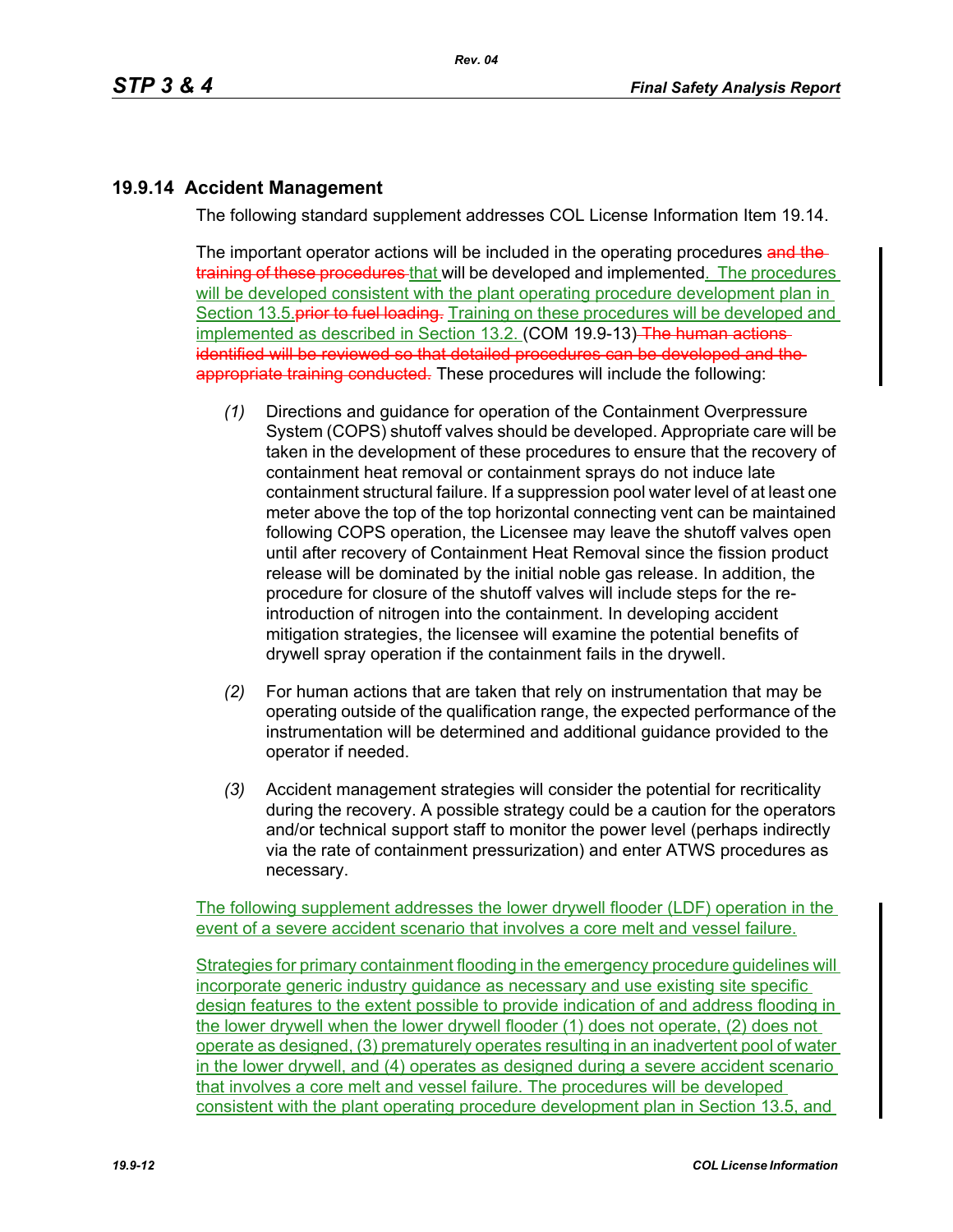## 19.9.14 Accident Management

The following standard supplement addresses COL License Information Item 19.14.

The important operator actions will be included in the operating procedures ~~and the training of these procedures~~ that will be developed and implemented. The procedures will be developed consistent with the plant operating procedure development plan in Section 13.5.~~prior to fuel loading.~~ Training on these procedures will be developed and implemented as described in Section 13.2. (COM 19.9-13) ~~The human actions identified will be reviewed so that detailed procedures can be developed and the appropriate training conducted.~~ These procedures will include the following:

*(1)* Directions and guidance for operation of the Containment Overpressure System (COPS) shutoff valves should be developed. Appropriate care will be taken in the development of these procedures to ensure that the recovery of containment heat removal or containment sprays do not induce late containment structural failure. If a suppression pool water level of at least one meter above the top of the top horizontal connecting vent can be maintained following COPS operation, the Licensee may leave the shutoff valves open until after recovery of Containment Heat Removal since the fission product release will be dominated by the initial noble gas release. In addition, the procedure for closure of the shutoff valves will include steps for the re-introduction of nitrogen into the containment. In developing accident mitigation strategies, the licensee will examine the potential benefits of drywell spray operation if the containment fails in the drywell.

*(2)* For human actions that are taken that rely on instrumentation that may be operating outside of the qualification range, the expected performance of the instrumentation will be determined and additional guidance provided to the operator if needed.

*(3)* Accident management strategies will consider the potential for recriticality during the recovery. A possible strategy could be a caution for the operators and/or technical support staff to monitor the power level (perhaps indirectly via the rate of containment pressurization) and enter ATWS procedures as necessary.

The following supplement addresses the lower drywell flooder (LDF) operation in the event of a severe accident scenario that involves a core melt and vessel failure.

Strategies for primary containment flooding in the emergency procedure guidelines will incorporate generic industry guidance as necessary and use existing site specific design features to the extent possible to provide indication of and address flooding in the lower drywell when the lower drywell flooder (1) does not operate, (2) does not operate as designed, (3) prematurely operates resulting in an inadvertent pool of water in the lower drywell, and (4) operates as designed during a severe accident scenario that involves a core melt and vessel failure. The procedures will be developed consistent with the plant operating procedure development plan in Section 13.5, and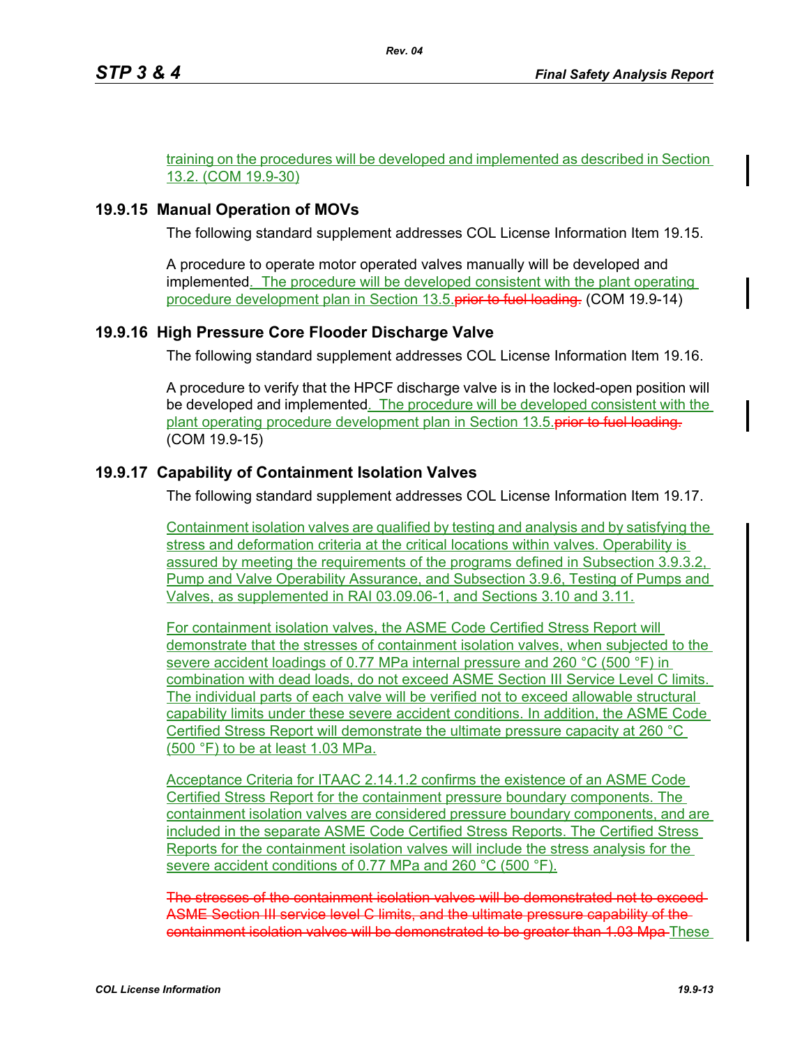training on the procedures will be developed and implemented as described in Section 13.2. (COM 19.9-30)

## 19.9.15 Manual Operation of MOVs

The following standard supplement addresses COL License Information Item 19.15.

A procedure to operate motor operated valves manually will be developed and implemented. The procedure will be developed consistent with the plant operating procedure development plan in Section 13.5.~~prior to fuel loading.~~ (COM 19.9-14)

## 19.9.16 High Pressure Core Flooder Discharge Valve

The following standard supplement addresses COL License Information Item 19.16.

A procedure to verify that the HPCF discharge valve is in the locked-open position will be developed and implemented. The procedure will be developed consistent with the plant operating procedure development plan in Section 13.5.~~prior to fuel loading.~~ (COM 19.9-15)

## 19.9.17 Capability of Containment Isolation Valves

The following standard supplement addresses COL License Information Item 19.17.

Containment isolation valves are qualified by testing and analysis and by satisfying the stress and deformation criteria at the critical locations within valves. Operability is assured by meeting the requirements of the programs defined in Subsection 3.9.3.2, Pump and Valve Operability Assurance, and Subsection 3.9.6, Testing of Pumps and Valves, as supplemented in RAI 03.09.06-1, and Sections 3.10 and 3.11.

For containment isolation valves, the ASME Code Certified Stress Report will demonstrate that the stresses of containment isolation valves, when subjected to the severe accident loadings of 0.77 MPa internal pressure and 260 °C (500 °F) in combination with dead loads, do not exceed ASME Section III Service Level C limits. The individual parts of each valve will be verified not to exceed allowable structural capability limits under these severe accident conditions. In addition, the ASME Code Certified Stress Report will demonstrate the ultimate pressure capacity at 260 °C (500 °F) to be at least 1.03 MPa.

Acceptance Criteria for ITAAC 2.14.1.2 confirms the existence of an ASME Code Certified Stress Report for the containment pressure boundary components. The containment isolation valves are considered pressure boundary components, and are included in the separate ASME Code Certified Stress Reports. The Certified Stress Reports for the containment isolation valves will include the stress analysis for the severe accident conditions of 0.77 MPa and 260 °C (500 °F).

~~The stresses of the containment isolation valves will be demonstrated not to exceed ASME Section III service level C limits, and the ultimate pressure capability of the containment isolation valves will be demonstrated to be greater than 1.03 Mpa~~ These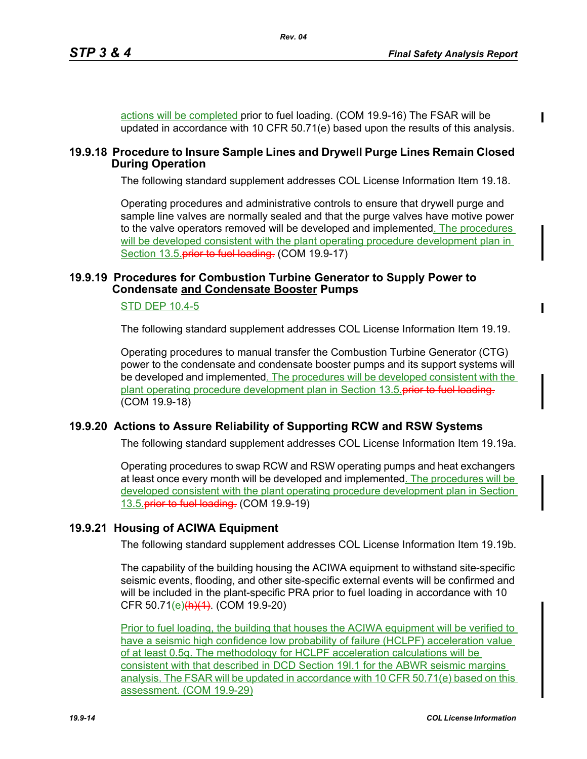actions will be completed prior to fuel loading. (COM 19.9-16) The FSAR will be updated in accordance with 10 CFR 50.71(e) based upon the results of this analysis.

## 19.9.18 Procedure to Insure Sample Lines and Drywell Purge Lines Remain Closed During Operation

The following standard supplement addresses COL License Information Item 19.18.

Operating procedures and administrative controls to ensure that drywell purge and sample line valves are normally sealed and that the purge valves have motive power to the valve operators removed will be developed and implemented. The procedures will be developed consistent with the plant operating procedure development plan in Section 13.5.~~prior to fuel loading.~~ (COM 19.9-17)

## 19.9.19 Procedures for Combustion Turbine Generator to Supply Power to Condensate and Condensate Booster Pumps

STD DEP 10.4-5

The following standard supplement addresses COL License Information Item 19.19.

Operating procedures to manual transfer the Combustion Turbine Generator (CTG) power to the condensate and condensate booster pumps and its support systems will be developed and implemented. The procedures will be developed consistent with the plant operating procedure development plan in Section 13.5.~~prior to fuel loading.~~ (COM 19.9-18)

## 19.9.20 Actions to Assure Reliability of Supporting RCW and RSW Systems

The following standard supplement addresses COL License Information Item 19.19a.

Operating procedures to swap RCW and RSW operating pumps and heat exchangers at least once every month will be developed and implemented. The procedures will be developed consistent with the plant operating procedure development plan in Section 13.5.~~prior to fuel loading.~~ (COM 19.9-19)

## 19.9.21 Housing of ACIWA Equipment

The following standard supplement addresses COL License Information Item 19.19b.

The capability of the building housing the ACIWA equipment to withstand site-specific seismic events, flooding, and other site-specific external events will be confirmed and will be included in the plant-specific PRA prior to fuel loading in accordance with 10 CFR 50.71(e)~~(h)(1)~~. (COM 19.9-20)

Prior to fuel loading, the building that houses the ACIWA equipment will be verified to have a seismic high confidence low probability of failure (HCLPF) acceleration value of at least 0.5g. The methodology for HCLPF acceleration calculations will be consistent with that described in DCD Section 19I.1 for the ABWR seismic margins analysis. The FSAR will be updated in accordance with 10 CFR 50.71(e) based on this assessment. (COM 19.9-29)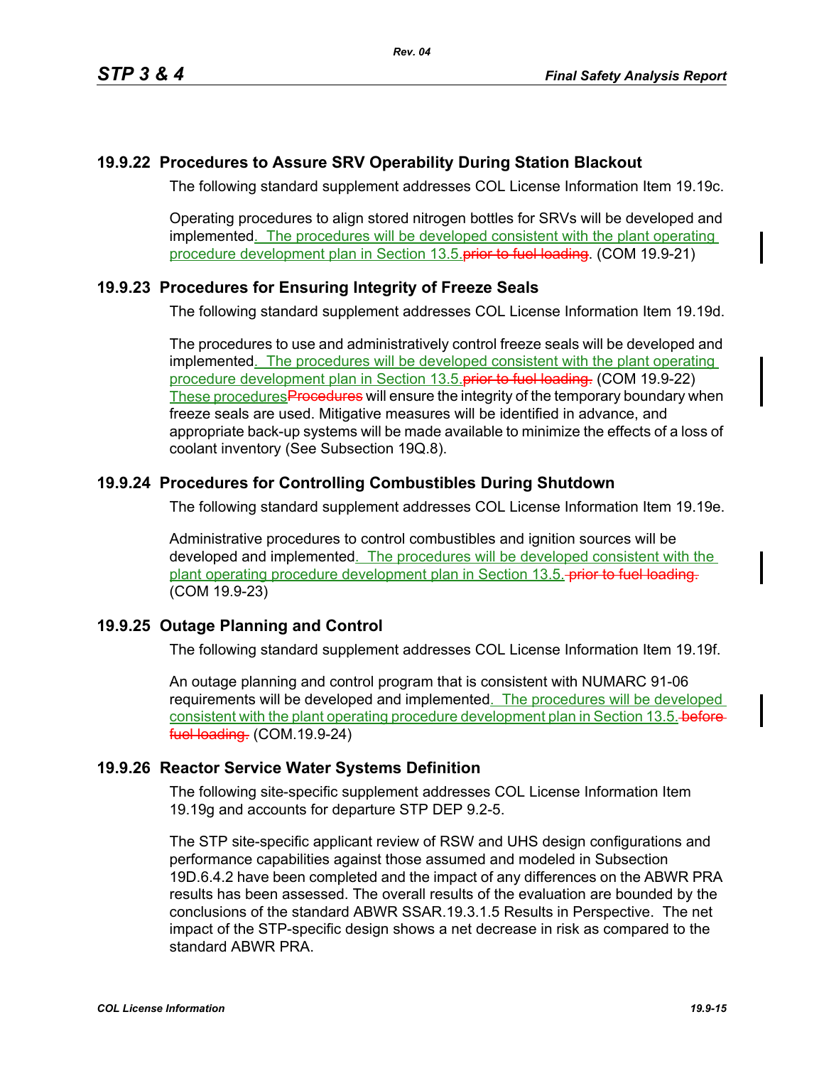## 19.9.22 Procedures to Assure SRV Operability During Station Blackout

The following standard supplement addresses COL License Information Item 19.19c.

Operating procedures to align stored nitrogen bottles for SRVs will be developed and implemented. The procedures will be developed consistent with the plant operating procedure development plan in Section 13.5.~~prior to fuel loading~~. (COM 19.9-21)

## 19.9.23 Procedures for Ensuring Integrity of Freeze Seals

The following standard supplement addresses COL License Information Item 19.19d.

The procedures to use and administratively control freeze seals will be developed and implemented. The procedures will be developed consistent with the plant operating procedure development plan in Section 13.5.~~prior to fuel loading.~~ (COM 19.9-22) These procedures~~Procedures~~ will ensure the integrity of the temporary boundary when freeze seals are used. Mitigative measures will be identified in advance, and appropriate back-up systems will be made available to minimize the effects of a loss of coolant inventory (See Subsection 19Q.8).

## 19.9.24 Procedures for Controlling Combustibles During Shutdown

The following standard supplement addresses COL License Information Item 19.19e.

Administrative procedures to control combustibles and ignition sources will be developed and implemented. The procedures will be developed consistent with the plant operating procedure development plan in Section 13.5.~~ prior to fuel loading.~~ (COM 19.9-23)

## 19.9.25 Outage Planning and Control

The following standard supplement addresses COL License Information Item 19.19f.

An outage planning and control program that is consistent with NUMARC 91-06 requirements will be developed and implemented. The procedures will be developed consistent with the plant operating procedure development plan in Section 13.5.~~ before fuel loading.~~ (COM.19.9-24)

## 19.9.26 Reactor Service Water Systems Definition

The following site-specific supplement addresses COL License Information Item 19.19g and accounts for departure STP DEP 9.2-5.

The STP site-specific applicant review of RSW and UHS design configurations and performance capabilities against those assumed and modeled in Subsection 19D.6.4.2 have been completed and the impact of any differences on the ABWR PRA results has been assessed. The overall results of the evaluation are bounded by the conclusions of the standard ABWR SSAR.19.3.1.5 Results in Perspective. The net impact of the STP-specific design shows a net decrease in risk as compared to the standard ABWR PRA.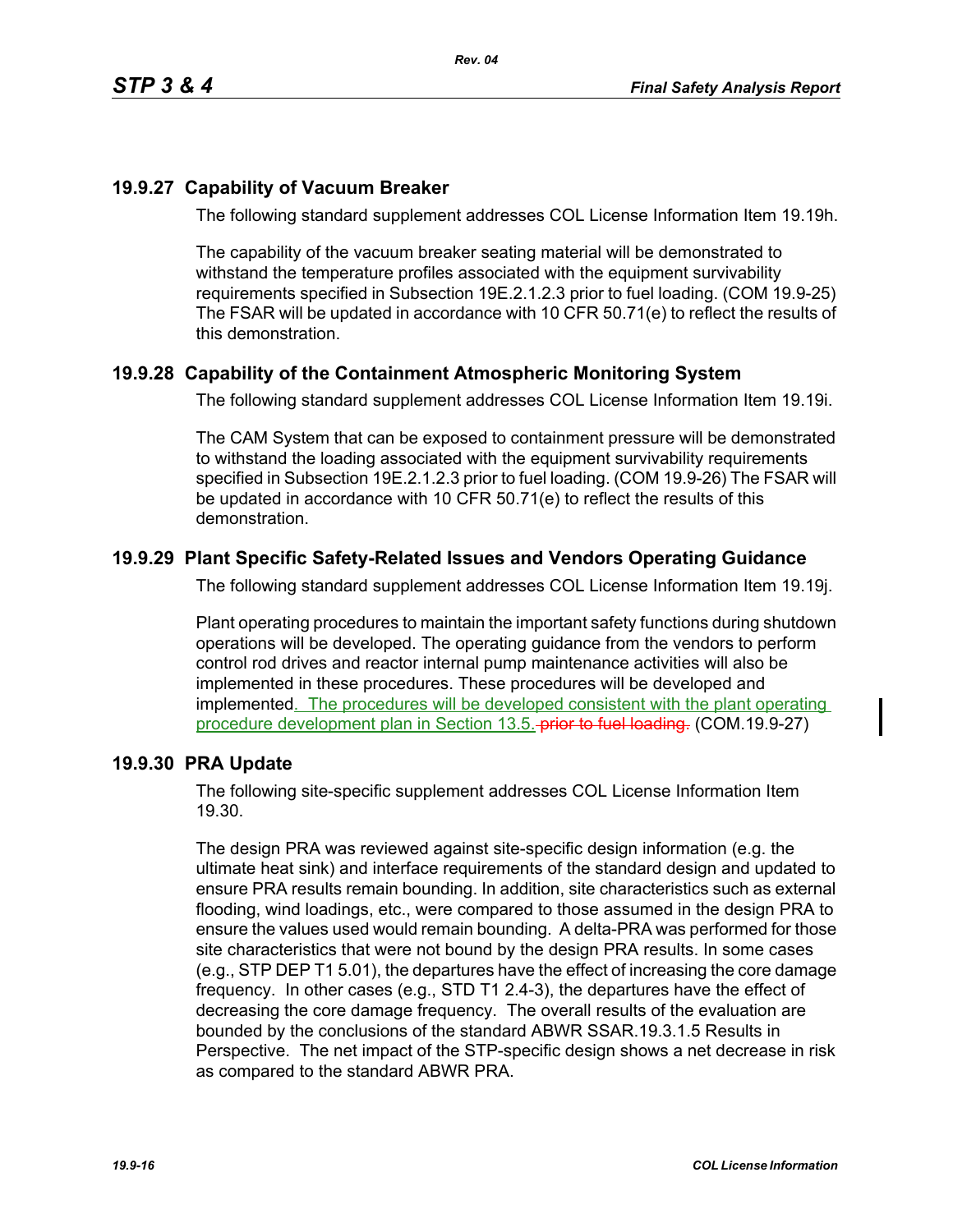## 19.9.27 Capability of Vacuum Breaker

The following standard supplement addresses COL License Information Item 19.19h.

The capability of the vacuum breaker seating material will be demonstrated to withstand the temperature profiles associated with the equipment survivability requirements specified in Subsection 19E.2.1.2.3 prior to fuel loading. (COM 19.9-25) The FSAR will be updated in accordance with 10 CFR 50.71(e) to reflect the results of this demonstration.

## 19.9.28 Capability of the Containment Atmospheric Monitoring System

The following standard supplement addresses COL License Information Item 19.19i.

The CAM System that can be exposed to containment pressure will be demonstrated to withstand the loading associated with the equipment survivability requirements specified in Subsection 19E.2.1.2.3 prior to fuel loading. (COM 19.9-26) The FSAR will be updated in accordance with 10 CFR 50.71(e) to reflect the results of this demonstration.

## 19.9.29 Plant Specific Safety-Related Issues and Vendors Operating Guidance

The following standard supplement addresses COL License Information Item 19.19j.

Plant operating procedures to maintain the important safety functions during shutdown operations will be developed. The operating guidance from the vendors to perform control rod drives and reactor internal pump maintenance activities will also be implemented in these procedures. These procedures will be developed and implemented. The procedures will be developed consistent with the plant operating procedure development plan in Section 13.5. ~~prior to fuel loading.~~ (COM.19.9-27)

## 19.9.30 PRA Update

The following site-specific supplement addresses COL License Information Item 19.30.

The design PRA was reviewed against site-specific design information (e.g. the ultimate heat sink) and interface requirements of the standard design and updated to ensure PRA results remain bounding. In addition, site characteristics such as external flooding, wind loadings, etc., were compared to those assumed in the design PRA to ensure the values used would remain bounding. A delta-PRA was performed for those site characteristics that were not bound by the design PRA results. In some cases (e.g., STP DEP T1 5.01), the departures have the effect of increasing the core damage frequency. In other cases (e.g., STD T1 2.4-3), the departures have the effect of decreasing the core damage frequency. The overall results of the evaluation are bounded by the conclusions of the standard ABWR SSAR.19.3.1.5 Results in Perspective. The net impact of the STP-specific design shows a net decrease in risk as compared to the standard ABWR PRA.